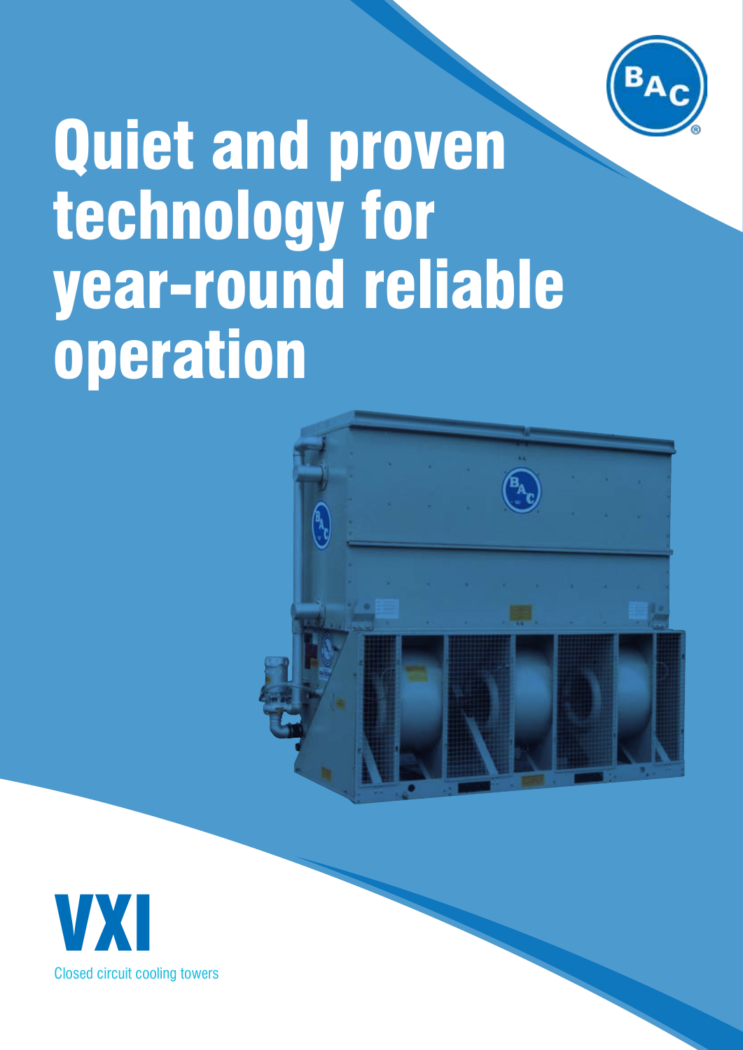# Quiet and proven technology for year-round reliable operation

# VXI

Closed circuit cooling towers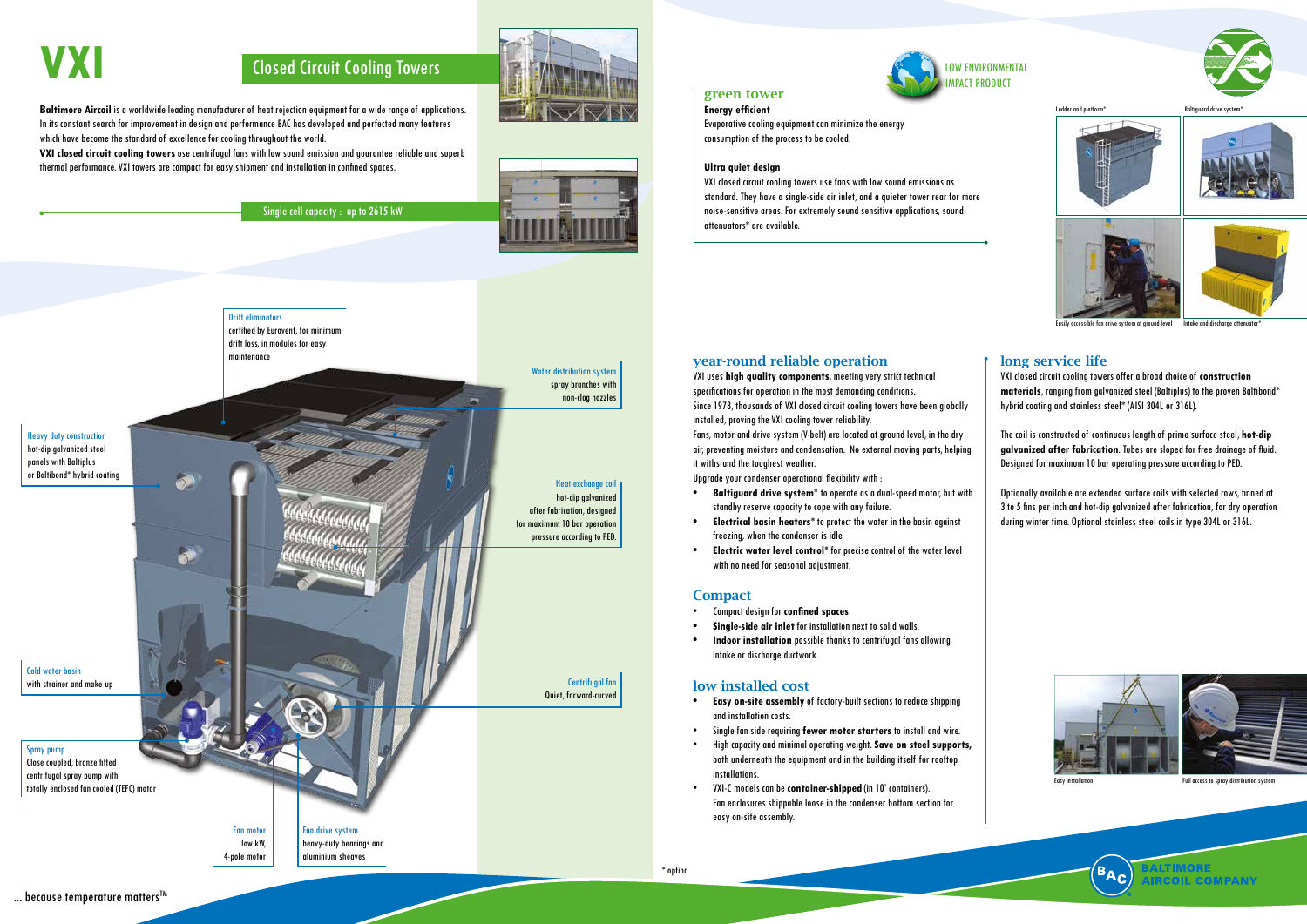# VXI

## Closed Circuit Cooling Towers

**Baltimore Aircoil** is a worldwide leading manufacturer of heat rejection equipment for a wide range of applications. In its constant search for improvement in design and performance BAC has developed and perfected many features which have become the standard of excellence for cooling throughout the world.

**VXI closed circuit cooling towers** use centrifugal fans with low sound emission and guarantee reliable and superb thermal performance. VXI towers are compact for easy shipment and installation in confined spaces.

Single cell capacity : up to 2615 kW

Drift eliminators
certified by Eurovent, for minimum drift loss, in modules for easy maintenance

Water distribution system
spray branches with non-clog nozzles

Heavy duty construction
hot-dip galvanized steel panels with Baltiplus or Baltibond® hybrid coating

Heat exchange coil
hot-dip galvanized after fabrication, designed for maximum 10 bar operation pressure according to PED.

Cold water basin
with strainer and make-up

Centrifugal fan
Quiet, forward-curved

Spray pump
Close coupled, bronze fitted centrifugal spray pump with totally enclosed fan cooled (TEFC) motor

Fan motor
low kW, 4-pole motor

Fan drive system
heavy-duty bearings and aluminium sheaves

... because temperature matters™

LOW ENVIRONMENTAL IMPACT PRODUCT

## green tower

**Energy efficient**

Evaporative cooling equipment can minimize the energy consumption of the process to be cooled.

**Ultra quiet design**

VXI closed circuit cooling towers use fans with low sound emissions as standard. They have a single-side air inlet, and a quieter tower rear for more noise-sensitive areas. For extremely sound sensitive applications, sound attenuators* are available.

Ladder and platform*

Baltiguard drive system*

Easily accessible fan drive system at ground level

Intake and discharge attenuator*

## year-round reliable operation

VXI uses **high quality components**, meeting very strict technical specifications for operation in the most demanding conditions.
Since 1978, thousands of VXI closed circuit cooling towers have been globally installed, proving the VXI cooling tower reliability.
Fans, motor and drive system (V-belt) are located at ground level, in the dry air, preventing moisture and condensation. No external moving parts, helping it withstand the toughest weather.
Upgrade your condenser operational flexibility with :

- **Baltiguard drive system*** to operate as a dual-speed motor, but with standby reserve capacity to cope with any failure.
- **Electrical basin heaters*** to protect the water in the basin against freezing, when the condenser is idle.
- **Electric water level control*** for precise control of the water level with no need for seasonal adjustment.

## Compact

- Compact design for **confined spaces**.
- **Single-side air inlet** for installation next to solid walls.
- **Indoor installation** possible thanks to centrifugal fans allowing intake or discharge ductwork.

## low installed cost

- **Easy on-site assembly** of factory-built sections to reduce shipping and installation costs.
- Single fan side requiring **fewer motor starters** to install and wire.
- High capacity and minimal operating weight. **Save on steel supports,** both underneath the equipment and in the building itself for rooftop installations.
- VXI-C models can be **container-shipped** (in 10' containers). Fan enclosures shippable loose in the condenser bottom section for easy on-site assembly.

## long service life

VXI closed circuit cooling towers offer a broad choice of **construction materials**, ranging from galvanized steel (Baltiplus) to the proven Baltibond® hybrid coating and stainless steel* (AISI 304L or 316L).

The coil is constructed of continuous length of prime surface steel, **hot-dip galvanized after fabrication**. Tubes are sloped for free drainage of fluid. Designed for maximum 10 bar operating pressure according to PED.

Optionally available are extended surface coils with selected rows, finned at 3 to 5 fins per inch and hot-dip galvanized after fabrication, for dry operation during winter time. Optional stainless steel coils in type 304L or 316L.

Easy installation

Full access to spray distribution system

* option

BALTIMORE AIRCOIL COMPANY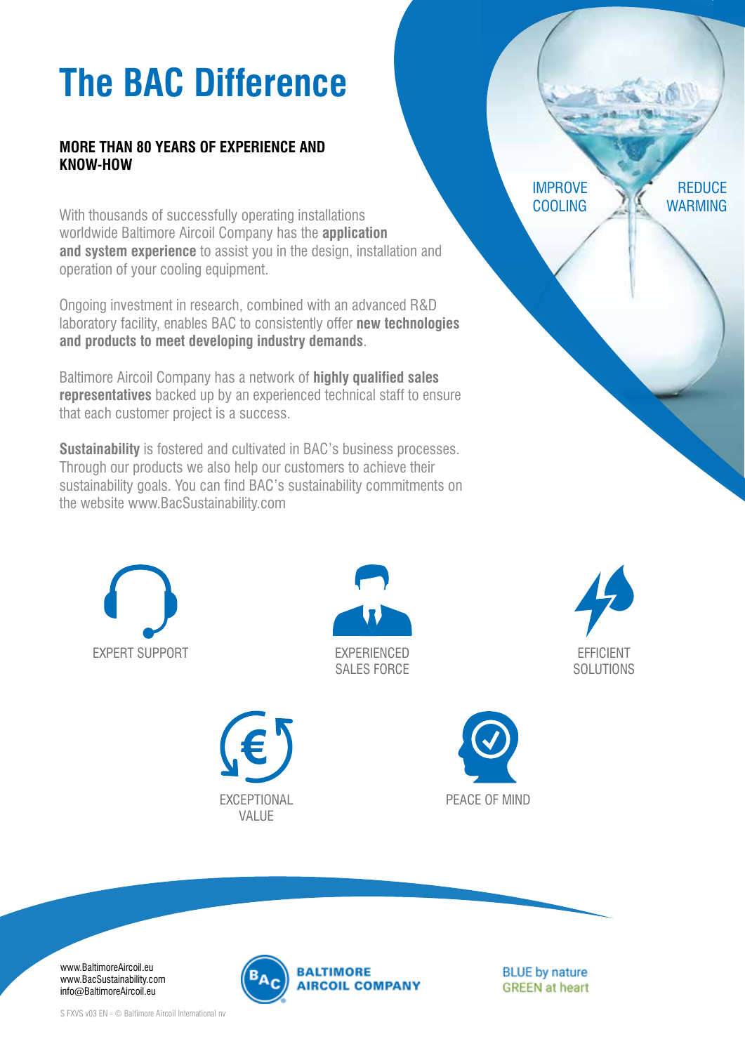# The BAC Difference

**MORE THAN 80 YEARS OF EXPERIENCE AND KNOW-HOW**

With thousands of successfully operating installations worldwide Baltimore Aircoil Company has the **application and system experience** to assist you in the design, installation and operation of your cooling equipment.

Ongoing investment in research, combined with an advanced R&D laboratory facility, enables BAC to consistently offer **new technologies and products to meet developing industry demands**.

Baltimore Aircoil Company has a network of **highly qualified sales representatives** backed up by an experienced technical staff to ensure that each customer project is a success.

**Sustainability** is fostered and cultivated in BAC's business processes. Through our products we also help our customers to achieve their sustainability goals. You can find BAC's sustainability commitments on the website www.BacSustainability.com

IMPROVE COOLING

REDUCE WARMING

EXPERT SUPPORT

EXPERIENCED SALES FORCE

EFFICIENT SOLUTIONS

EXCEPTIONAL VALUE

PEACE OF MIND

www.BaltimoreAircoil.eu
www.BacSustainability.com
info@BaltimoreAircoil.eu

BALTIMORE AIRCOIL COMPANY

BLUE by nature
GREEN at heart

S FXVS v03 EN - © Baltimore Aircoil International nv